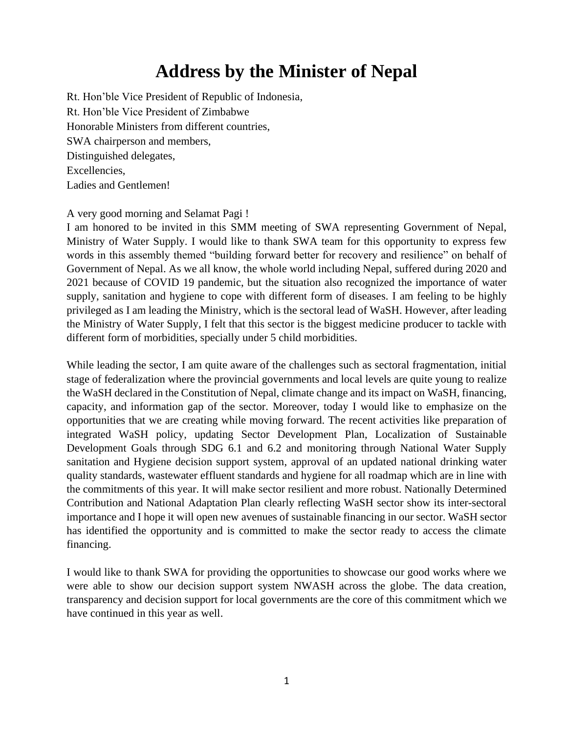# Address by the Minister of Nepal

Rt. Hon'ble Vice President of Republic of Indonesia,
Rt. Hon'ble Vice President of Zimbabwe
Honorable Ministers from different countries,
SWA chairperson and members,
Distinguished delegates,
Excellencies,
Ladies and Gentlemen!

A very good morning and Selamat Pagi !
I am honored to be invited in this SMM meeting of SWA representing Government of Nepal, Ministry of Water Supply. I would like to thank SWA team for this opportunity to express few words in this assembly themed "building forward better for recovery and resilience" on behalf of Government of Nepal. As we all know, the whole world including Nepal, suffered during 2020 and 2021 because of COVID 19 pandemic, but the situation also recognized the importance of water supply, sanitation and hygiene to cope with different form of diseases. I am feeling to be highly privileged as I am leading the Ministry, which is the sectoral lead of WaSH. However, after leading the Ministry of Water Supply, I felt that this sector is the biggest medicine producer to tackle with different form of morbidities, specially under 5 child morbidities.

While leading the sector, I am quite aware of the challenges such as sectoral fragmentation, initial stage of federalization where the provincial governments and local levels are quite young to realize the WaSH declared in the Constitution of Nepal, climate change and its impact on WaSH, financing, capacity, and information gap of the sector. Moreover, today I would like to emphasize on the opportunities that we are creating while moving forward. The recent activities like preparation of integrated WaSH policy, updating Sector Development Plan, Localization of Sustainable Development Goals through SDG 6.1 and 6.2 and monitoring through National Water Supply sanitation and Hygiene decision support system, approval of an updated national drinking water quality standards, wastewater effluent standards and hygiene for all roadmap which are in line with the commitments of this year. It will make sector resilient and more robust. Nationally Determined Contribution and National Adaptation Plan clearly reflecting WaSH sector show its inter-sectoral importance and I hope it will open new avenues of sustainable financing in our sector. WaSH sector has identified the opportunity and is committed to make the sector ready to access the climate financing.

I would like to thank SWA for providing the opportunities to showcase our good works where we were able to show our decision support system NWASH across the globe. The data creation, transparency and decision support for local governments are the core of this commitment which we have continued in this year as well.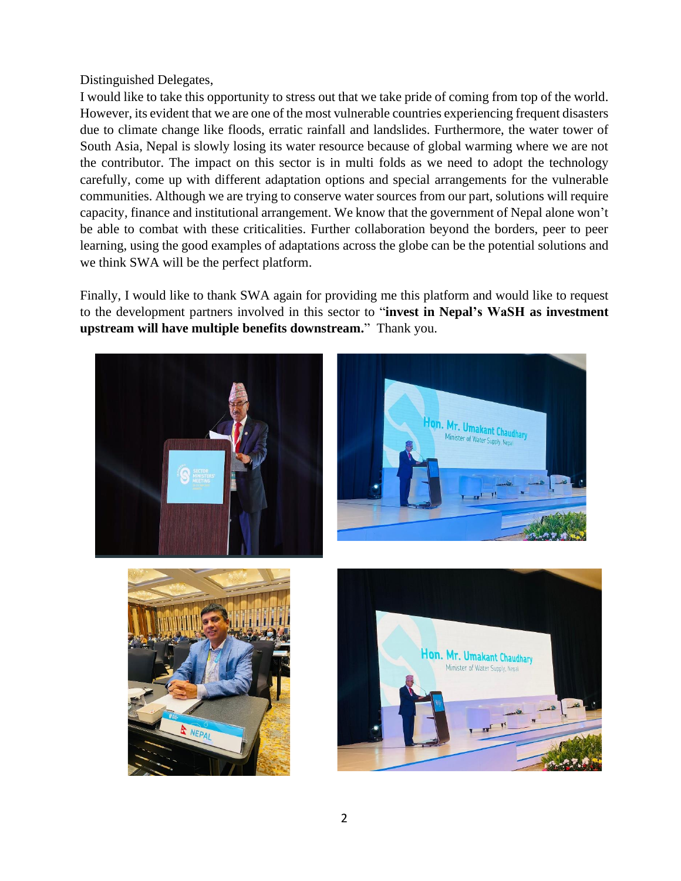Distinguished Delegates,

I would like to take this opportunity to stress out that we take pride of coming from top of the world. However, its evident that we are one of the most vulnerable countries experiencing frequent disasters due to climate change like floods, erratic rainfall and landslides. Furthermore, the water tower of South Asia, Nepal is slowly losing its water resource because of global warming where we are not the contributor. The impact on this sector is in multi folds as we need to adopt the technology carefully, come up with different adaptation options and special arrangements for the vulnerable communities. Although we are trying to conserve water sources from our part, solutions will require capacity, finance and institutional arrangement. We know that the government of Nepal alone won't be able to combat with these criticalities. Further collaboration beyond the borders, peer to peer learning, using the good examples of adaptations across the globe can be the potential solutions and we think SWA will be the perfect platform.

Finally, I would like to thank SWA again for providing me this platform and would like to request to the development partners involved in this sector to "**invest in Nepal's WaSH as investment upstream will have multiple benefits downstream.**" Thank you.